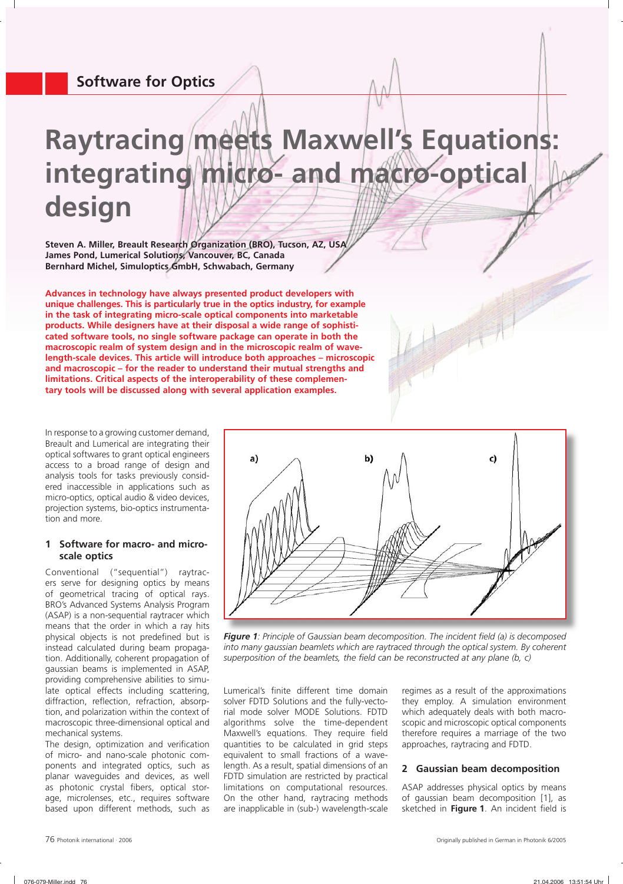Software for Optics

# Raytracing meets Maxwell's Equations: integrating micro- and macro-optical design

**Steven A. Miller, Breault Research Organization (BRO), Tucson, AZ, USA**
**James Pond, Lumerical Solutions, Vancouver, BC, Canada**
**Bernhard Michel, Simuloptics GmbH, Schwabach, Germany**

**Advances in technology have always presented product developers with unique challenges. This is particularly true in the optics industry, for example in the task of integrating micro-scale optical components into marketable products. While designers have at their disposal a wide range of sophisticated software tools, no single software package can operate in both the macroscopic realm of system design and in the microscopic realm of wavelength-scale devices. This article will introduce both approaches – microscopic and macroscopic – for the reader to understand their mutual strengths and limitations. Critical aspects of the interoperability of these complementary tools will be discussed along with several application examples.**

In response to a growing customer demand, Breault and Lumerical are integrating their optical softwares to grant optical engineers access to a broad range of design and analysis tools for tasks previously considered inaccessible in applications such as micro-optics, optical audio & video devices, projection systems, bio-optics instrumentation and more.

## 1 Software for macro- and micro-scale optics

Conventional ("sequential") raytracers serve for designing optics by means of geometrical tracing of optical rays. BRO's Advanced Systems Analysis Program (ASAP) is a non-sequential raytracer which means that the order in which a ray hits physical objects is not predefined but is instead calculated during beam propagation. Additionally, coherent propagation of gaussian beams is implemented in ASAP, providing comprehensive abilities to simulate optical effects including scattering, diffraction, reflection, refraction, absorption, and polarization within the context of macroscopic three-dimensional optical and mechanical systems.

The design, optimization and verification of micro- and nano-scale photonic components and integrated optics, such as planar waveguides and devices, as well as photonic crystal fibers, optical storage, microlenses, etc., requires software based upon different methods, such as Lumerical's finite different time domain solver FDTD Solutions and the fully-vectorial mode solver MODE Solutions. FDTD algorithms solve the time-dependent Maxwell's equations. They require field quantities to be calculated in grid steps equivalent to small fractions of a wavelength. As a result, spatial dimensions of an FDTD simulation are restricted by practical limitations on computational resources. On the other hand, raytracing methods are inapplicable in (sub-) wavelength-scale regimes as a result of the approximations they employ. A simulation environment which adequately deals with both macroscopic and microscopic optical components therefore requires a marriage of the two approaches, raytracing and FDTD.

*Figure 1: Principle of Gaussian beam decomposition. The incident field (a) is decomposed into many gaussian beamlets which are raytraced through the optical system. By coherent superposition of the beamlets, the field can be reconstructed at any plane (b, c)*

## 2 Gaussian beam decomposition

ASAP addresses physical optics by means of gaussian beam decomposition [1], as sketched in **Figure 1**. An incident field is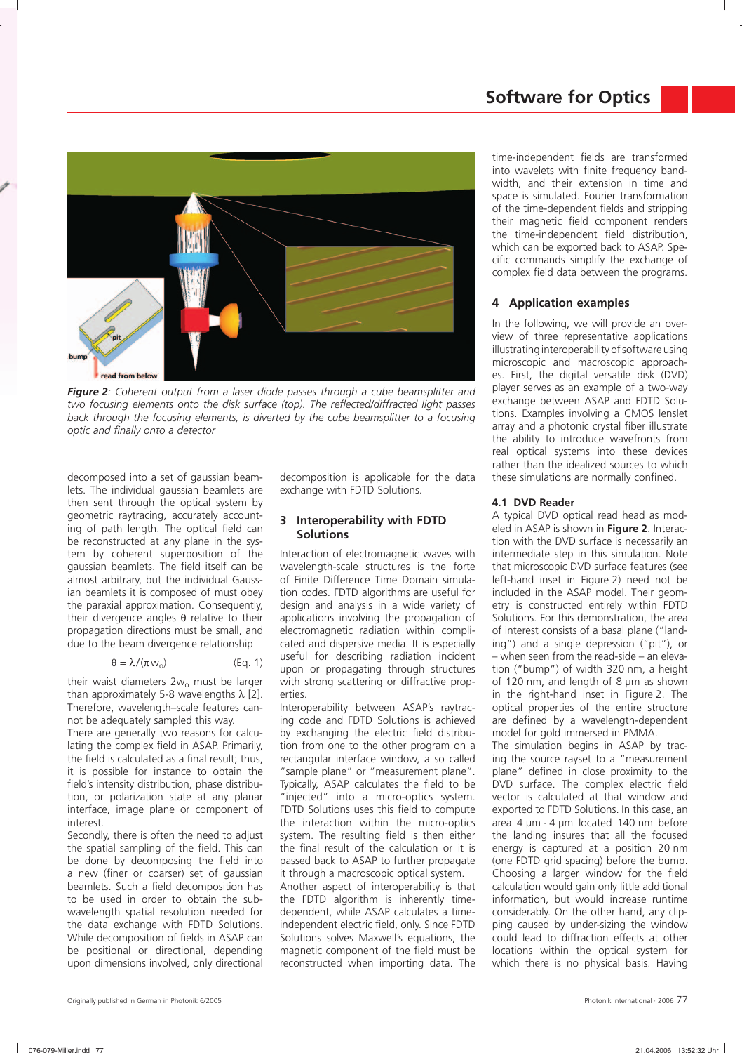*Figure 2: Coherent output from a laser diode passes through a cube beamsplitter and two focusing elements onto the disk surface (top). The reflected/diffracted light passes back through the focusing elements, is diverted by the cube beamsplitter to a focusing optic and finally onto a detector*

decomposed into a set of gaussian beamlets. The individual gaussian beamlets are then sent through the optical system by geometric raytracing, accurately accounting of path length. The optical field can be reconstructed at any plane in the system by coherent superposition of the gaussian beamlets. The field itself can be almost arbitrary, but the individual Gaussian beamlets it is composed of must obey the paraxial approximation. Consequently, their divergence angles $\theta$ relative to their propagation directions must be small, and due to the beam divergence relationship

$$\theta = \lambda/(\pi w_o) \qquad \text{(Eq. 1)}$$

their waist diameters $2w_o$ must be larger than approximately 5-8 wavelengths $\lambda$ [2]. Therefore, wavelength–scale features cannot be adequately sampled this way.

There are generally two reasons for calculating the complex field in ASAP. Primarily, the field is calculated as a final result; thus, it is possible for instance to obtain the field's intensity distribution, phase distribution, or polarization state at any planar interface, image plane or component of interest.

Secondly, there is often the need to adjust the spatial sampling of the field. This can be done by decomposing the field into a new (finer or coarser) set of gaussian beamlets. Such a field decomposition has to be used in order to obtain the sub-wavelength spatial resolution needed for the data exchange with FDTD Solutions. While decomposition of fields in ASAP can be positional or directional, depending upon dimensions involved, only directional decomposition is applicable for the data exchange with FDTD Solutions.

## 3 Interoperability with FDTD Solutions

Interaction of electromagnetic waves with wavelength-scale structures is the forte of Finite Difference Time Domain simulation codes. FDTD algorithms are useful for design and analysis in a wide variety of applications involving the propagation of electromagnetic radiation within complicated and dispersive media. It is especially useful for describing radiation incident upon or propagating through structures with strong scattering or diffractive properties.

Interoperability between ASAP's raytracing code and FDTD Solutions is achieved by exchanging the electric field distribution from one to the other program on a rectangular interface window, a so called "sample plane" or "measurement plane". Typically, ASAP calculates the field to be "injected" into a micro-optics system. FDTD Solutions uses this field to compute the interaction within the micro-optics system. The resulting field is then either the final result of the calculation or it is passed back to ASAP to further propagate it through a macroscopic optical system.

Another aspect of interoperability is that the FDTD algorithm is inherently time-dependent, while ASAP calculates a time-independent electric field, only. Since FDTD Solutions solves Maxwell's equations, the magnetic component of the field must be reconstructed when importing data. The time-independent fields are transformed into wavelets with finite frequency bandwidth, and their extension in time and space is simulated. Fourier transformation of the time-dependent fields and stripping their magnetic field component renders the time-independent field distribution, which can be exported back to ASAP. Specific commands simplify the exchange of complex field data between the programs.

## 4 Application examples

In the following, we will provide an overview of three representative applications illustrating interoperability of software using microscopic and macroscopic approaches. First, the digital versatile disk (DVD) player serves as an example of a two-way exchange between ASAP and FDTD Solutions. Examples involving a CMOS lenslet array and a photonic crystal fiber illustrate the ability to introduce wavefronts from real optical systems into these devices rather than the idealized sources to which these simulations are normally confined.

### 4.1 DVD Reader

A typical DVD optical read head as modeled in ASAP is shown in **Figure 2**. Interaction with the DVD surface is necessarily an intermediate step in this simulation. Note that microscopic DVD surface features (see left-hand inset in Figure 2) need not be included in the ASAP model. Their geometry is constructed entirely within FDTD Solutions. For this demonstration, the area of interest consists of a basal plane ("landing") and a single depression ("pit"), or – when seen from the read-side – an elevation ("bump") of width 320 nm, a height of 120 nm, and length of 8 µm as shown in the right-hand inset in Figure 2. The optical properties of the entire structure are defined by a wavelength-dependent model for gold immersed in PMMA.

The simulation begins in ASAP by tracing the source rayset to a "measurement plane" defined in close proximity to the DVD surface. The complex electric field vector is calculated at that window and exported to FDTD Solutions. In this case, an area 4 µm · 4 µm located 140 nm before the landing insures that all the focused energy is captured at a position 20 nm (one FDTD grid spacing) before the bump. Choosing a larger window for the field calculation would gain only little additional information, but would increase runtime considerably. On the other hand, any clipping caused by under-sizing the window could lead to diffraction effects at other locations within the optical system for which there is no physical basis. Having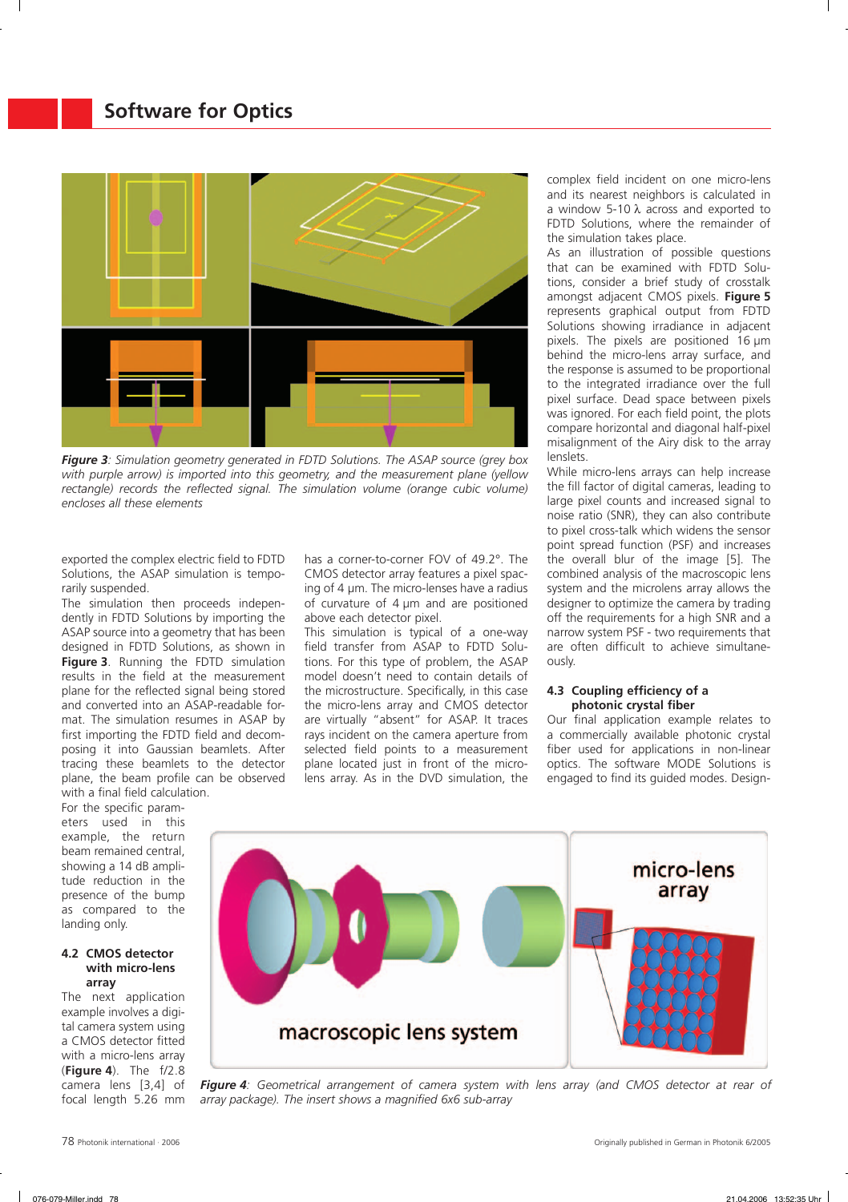*Figure 3: Simulation geometry generated in FDTD Solutions. The ASAP source (grey box with purple arrow) is imported into this geometry, and the measurement plane (yellow rectangle) records the reflected signal. The simulation volume (orange cubic volume) encloses all these elements*

exported the complex electric field to FDTD Solutions, the ASAP simulation is temporarily suspended.

The simulation then proceeds independently in FDTD Solutions by importing the ASAP source into a geometry that has been designed in FDTD Solutions, as shown in **Figure 3**. Running the FDTD simulation results in the field at the measurement plane for the reflected signal being stored and converted into an ASAP-readable format. The simulation resumes in ASAP by first importing the FDTD field and decomposing it into Gaussian beamlets. After tracing these beamlets to the detector plane, the beam profile can be observed with a final field calculation.

For the specific parameters used in this example, the return beam remained central, showing a 14 dB amplitude reduction in the presence of the bump as compared to the landing only.

### 4.2 CMOS detector with micro-lens array

The next application example involves a digital camera system using a CMOS detector fitted with a micro-lens array (**Figure 4**). The f/2.8 camera lens [3,4] of focal length 5.26 mm has a corner-to-corner FOV of 49.2°. The CMOS detector array features a pixel spacing of 4 µm. The micro-lenses have a radius of curvature of 4 µm and are positioned above each detector pixel.

This simulation is typical of a one-way field transfer from ASAP to FDTD Solutions. For this type of problem, the ASAP model doesn't need to contain details of the microstructure. Specifically, in this case the micro-lens array and CMOS detector are virtually "absent" for ASAP. It traces rays incident on the camera aperture from selected field points to a measurement plane located just in front of the micro-lens array. As in the DVD simulation, the complex field incident on one micro-lens and its nearest neighbors is calculated in a window 5-10 λ across and exported to FDTD Solutions, where the remainder of the simulation takes place.

As an illustration of possible questions that can be examined with FDTD Solutions, consider a brief study of crosstalk amongst adjacent CMOS pixels. **Figure 5** represents graphical output from FDTD Solutions showing irradiance in adjacent pixels. The pixels are positioned 16 µm behind the micro-lens array surface, and the response is assumed to be proportional to the integrated irradiance over the full pixel surface. Dead space between pixels was ignored. For each field point, the plots compare horizontal and diagonal half-pixel misalignment of the Airy disk to the array lenslets.

While micro-lens arrays can help increase the fill factor of digital cameras, leading to large signal counts and increased signal to noise ratio (SNR), they can also contribute to pixel cross-talk which widens the sensor point spread function (PSF) and increases the overall blur of the image [5]. The combined analysis of the macroscopic lens system and the microlens array allows the designer to optimize the camera by trading off the requirements for a high SNR and a narrow system PSF - two requirements that are often difficult to achieve simultaneously.

### 4.3 Coupling efficiency of a photonic crystal fiber

Our final application example relates to a commercially available photonic crystal fiber used for applications in non-linear optics. The software MODE Solutions is engaged to find its guided modes. Design-

*Figure 4: Geometrical arrangement of camera system with lens array (and CMOS detector at rear of array package). The insert shows a magnified 6x6 sub-array*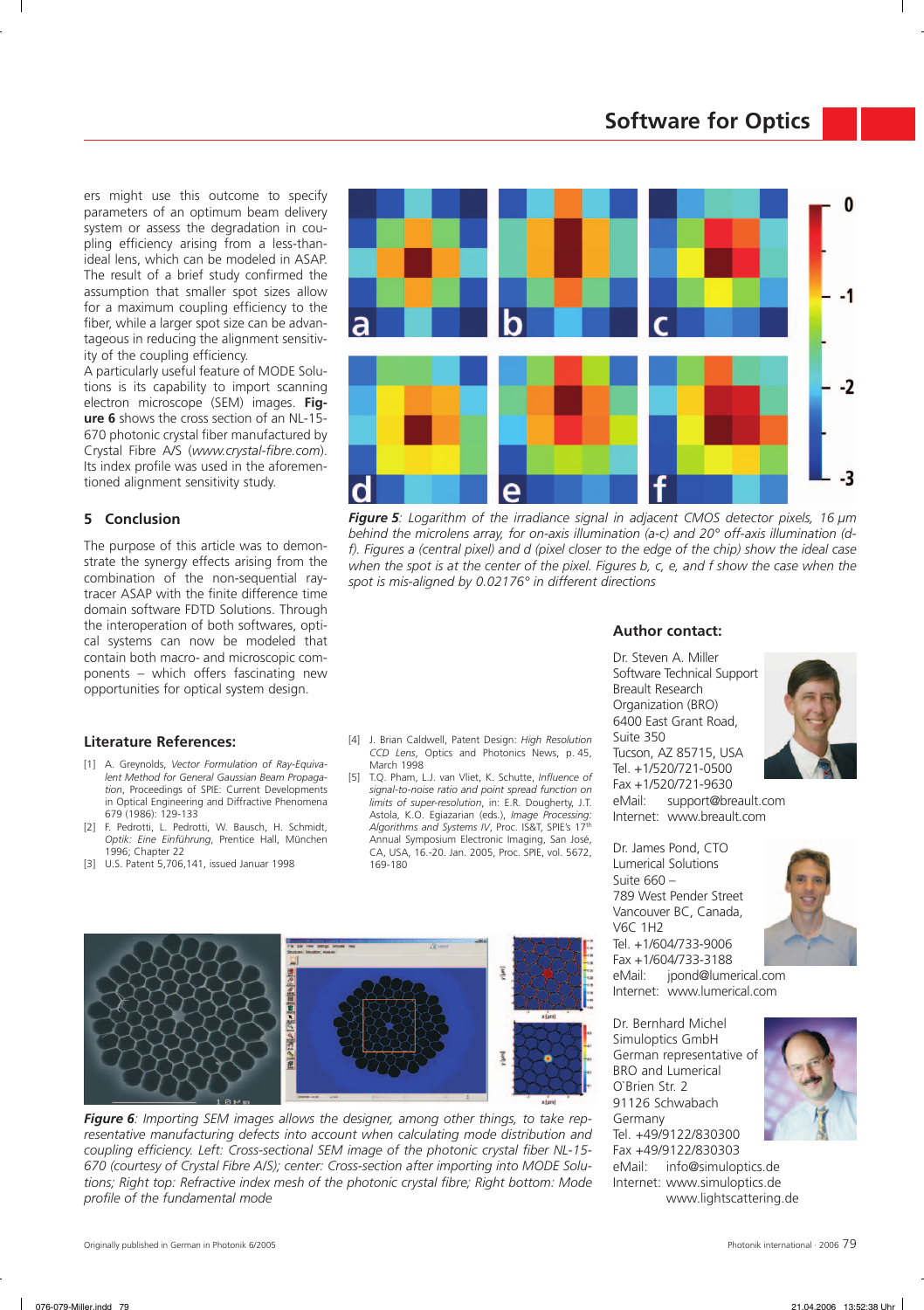ers might use this outcome to specify parameters of an optimum beam delivery system or assess the degradation in coupling efficiency arising from a less-than-ideal lens, which can be modeled in ASAP. The result of a brief study confirmed the assumption that smaller spot sizes allow for a maximum coupling efficiency to the fiber, while a larger spot size can be advantageous in reducing the alignment sensitivity of the coupling efficiency.

A particularly useful feature of MODE Solutions is its capability to import scanning electron microscope (SEM) images. **Figure 6** shows the cross section of an NL-15-670 photonic crystal fiber manufactured by Crystal Fibre A/S (*www.crystal-fibre.com*). Its index profile was used in the aforementioned alignment sensitivity study.

## 5 Conclusion

The purpose of this article was to demonstrate the synergy effects arising from the combination of the non-sequential ray-tracer ASAP with the finite difference time domain software FDTD Solutions. Through the interoperation of both softwares, optical systems can now be modeled that contain both macro- and microscopic components – which offers fascinating new opportunities for optical system design.

a b c d e f

0 -1 -2 -3

***Figure 5**: Logarithm of the irradiance signal in adjacent CMOS detector pixels, 16 µm behind the microlens array, for on-axis illumination (a-c) and 20° off-axis illumination (d-f). Figures a (central pixel) and d (pixel closer to the edge of the chip) show the ideal case when the spot is at the center of the pixel. Figures b, c, e, and f show the case when the spot is mis-aligned by 0.02176° in different directions*

## Literature References:

[1] A. Greynolds, *Vector Formulation of Ray-Equivalent Method for General Gaussian Beam Propagation*, Proceedings of SPIE: Current Developments in Optical Engineering and Diffractive Phenomena 679 (1986): 129-133

[2] F. Pedrotti, L. Pedrotti, W. Bausch, H. Schmidt, *Optik: Eine Einführung*, Prentice Hall, München 1996; Chapter 22

[3] U.S. Patent 5,706,141, issued Januar 1998

[4] J. Brian Caldwell, Patent Design: *High Resolution CCD Lens*, Optics and Photonics News, p. 45, March 1998

[5] T.Q. Pham, L.J. van Vliet, K. Schutte, *Influence of signal-to-noise ratio and point spread function on limits of super-resolution*, in: E.R. Dougherty, J.T. Astola, K.O. Egiazarian (eds.), *Image Processing: Algorithms and Systems IV*, Proc. IS&T, SPIE's 17th Annual Symposium Electronic Imaging, San José, CA, USA, 16.-20. Jan. 2005, Proc. SPIE, vol. 5672, 169-180

***Figure 6**: Importing SEM images allows the designer, among other things, to take representative manufacturing defects into account when calculating mode distribution and coupling efficiency. Left: Cross-sectional SEM image of the photonic crystal fiber NL-15-670 (courtesy of Crystal Fibre A/S); center: Cross-section after importing into MODE Solutions; Right top: Refractive index mesh of the photonic crystal fibre; Right bottom: Mode profile of the fundamental mode*

### Author contact:

Dr. Steven A. Miller
Software Technical Support
Breault Research Organization (BRO)
6400 East Grant Road, Suite 350
Tucson, AZ 85715, USA
Tel. +1/520/721-0500
Fax +1/520/721-9630
eMail: support@breault.com
Internet: www.breault.com

Dr. James Pond, CTO
Lumerical Solutions
Suite 660 –
789 West Pender Street
Vancouver BC, Canada, V6C 1H2
Tel. +1/604/733-9006
Fax +1/604/733-3188
eMail: jpond@lumerical.com
Internet: www.lumerical.com

Dr. Bernhard Michel
Simuloptics GmbH
German representative of BRO and Lumerical
O'Brien Str. 2
91126 Schwabach
Germany
Tel. +49/9122/830300
Fax +49/9122/830303
eMail: info@simuloptics.de
Internet: www.simuloptics.de
www.lightscattering.de

Originally published in German in Photonik 6/2005